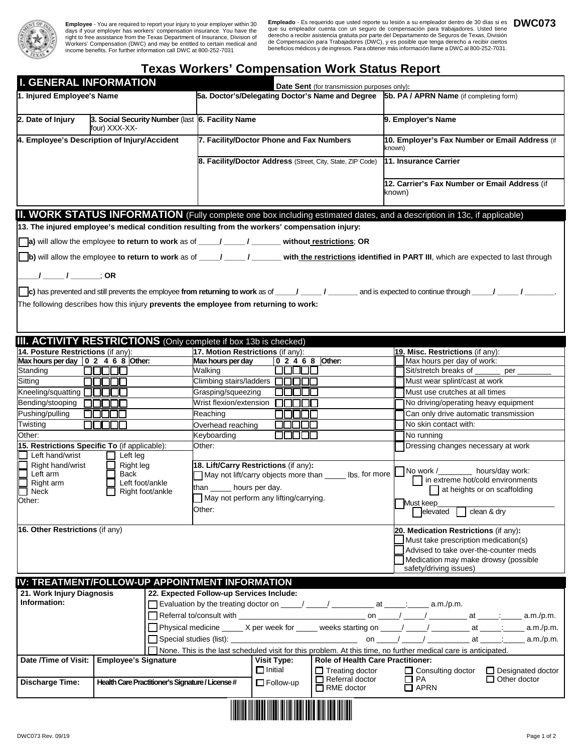**Employee** - You are required to report your injury to your employer within 30 days if your employer has workers' compensation insurance. You have the right to free assistance from the Texas Department of Insurance, Division of Workers' Compensation (DWC) and may be entitled to certain medical and income benefits. For further information call DWC at 800-252-7031

**Empleado** - Es requerido que usted reporte su lesión a su empleador dentro de 30 días si es que su empleador cuenta con un seguro de compensación para trabajadores. Usted tiene derecho a recibir asistencia gratuita por parte del Departamento de Seguros de Texas, División de Compensación para Trabajadores (DWC), y es posible que tenga derecho a recibir ciertos beneficios médicos y de ingresos. Para obtener más información llame a DWC al 800-252-7031.

**DWC073**

# Texas Workers' Compensation Work Status Report

## I. GENERAL INFORMATION

**Date Sent** (for transmission purposes only):

| | | | |
|---|---|---|---|
| **1. Injured Employee's Name** | | **5a. Doctor's/Delegating Doctor's Name and Degree** | **5b. PA / APRN Name** (if completing form) |
| **2. Date of Injury** | **3. Social Security Number** (last four) XXX-XX- | **6. Facility Name** | **9. Employer's Name** |
| **4. Employee's Description of Injury/Accident** | | **7. Facility/Doctor Phone and Fax Numbers** | **10. Employer's Fax Number or Email Address** (if known) |
| | | **8. Facility/Doctor Address** (Street, City, State, ZIP Code) | **11. Insurance Carrier** |
| | | | **12. Carrier's Fax Number or Email Address** (if known) |

## II. WORK STATUS INFORMATION (Fully complete one box including estimated dates, and a description in 13c, if applicable)

**13. The injured employee's medical condition resulting from the workers' compensation injury:**

☐ **a)** will allow the employee **to return to work** as of _____/ _____ / _______ **without restrictions**; **OR**

☐ **b)** will allow the employee **to return to work** as of _____/ _____ / _______ **with the restrictions identified in PART III**, which are expected to last through _____/ _____ / _______; **OR**

☐ **c)** has prevented and still prevents the employee **from returning to work** as of _____/ _____ / _______ and is expected to continue through _____/ _____ / _______.

The following describes how this injury **prevents the employee from returning to work:**

## III. ACTIVITY RESTRICTIONS (Only complete if box 13b is checked)

**14. Posture Restrictions** (if any):

| Max hours per day | 0 | 2 | 4 | 6 | 8 | Other: |
|---|---|---|---|---|---|---|
| Standing | ☐ | ☐ | ☐ | ☐ | ☐ | |
| Sitting | ☐ | ☐ | ☐ | ☐ | ☐ | |
| Kneeling/squatting | ☐ | ☐ | ☐ | ☐ | ☐ | |
| Bending/stooping | ☐ | ☐ | ☐ | ☐ | ☐ | |
| Pushing/pulling | ☐ | ☐ | ☐ | ☐ | ☐ | |
| Twisting | ☐ | ☐ | ☐ | ☐ | ☐ | |
| Other: | | | | | | |

**17. Motion Restrictions** (if any):

| Max hours per day | 0 | 2 | 4 | 6 | 8 | Other: |
|---|---|---|---|---|---|---|
| Walking | ☐ | ☐ | ☐ | ☐ | ☐ | |
| Climbing stairs/ladders | ☐ | ☐ | ☐ | ☐ | ☐ | |
| Grasping/squeezing | ☐ | ☐ | ☐ | ☐ | ☐ | |
| Wrist flexion/extension | ☐ | ☐ | ☐ | ☐ | ☐ | |
| Reaching | ☐ | ☐ | ☐ | ☐ | ☐ | |
| Overhead reaching | ☐ | ☐ | ☐ | ☐ | ☐ | |
| Keyboarding | ☐ | ☐ | ☐ | ☐ | ☐ | |
| Other: | | | | | | |

**19. Misc. Restrictions** (if any):

- ☐ Max hours per day of work:
- ☐ Sit/stretch breaks of ______ per ________
- ☐ Must wear splint/cast at work
- ☐ Must use crutches at all times
- ☐ No driving/operating heavy equipment
- ☐ Can only drive automatic transmission
- ☐ No skin contact with:
- ☐ No running
- ☐ Dressing changes necessary at work
- ☐ No work /________ hours/day work:
  - ☐ in extreme hot/cold environments
  - ☐ at heights or on scaffolding
- ☐ Must keep___________________________
  - ☐ elevated ☐ clean & dry

**15. Restrictions Specific To** (if applicable):

- ☐ Left hand/wrist
- ☐ Right hand/wrist
- ☐ Left arm
- ☐ Right arm
- ☐ Neck
- ☐ Left leg
- ☐ Right leg
- ☐ Back
- ☐ Left foot/ankle
- ☐ Right foot/ankle

Other:

**18. Lift/Carry Restrictions** (if any):

- ☐ May not lift/carry objects more than _____ lbs. for more than _____ hours per day.
- ☐ May not perform any lifting/carrying.

Other:

**16. Other Restrictions** (if any)

**20. Medication Restrictions** (if any):

- ☐ Must take prescription medication(s)
- ☐ Advised to take over-the-counter meds
- ☐ Medication may make drowsy (possible safety/driving issues)

## IV: TREATMENT/FOLLOW-UP APPOINTMENT INFORMATION

**21. Work Injury Diagnosis Information:**

**22. Expected Follow-up Services Include:**

- ☐ Evaluation by the treating doctor on _____/ _____/ __________ at _____:_____ a.m./p.m.
- ☐ Referral to/consult with ______________________________ on _____/ _____/ _________ at _____:_____ a.m./p.m.
- ☐ Physical medicine _____ X per week for _____ weeks starting on _____/ _____/ _________ at _____:_____ a.m./p.m.
- ☐ Special studies (list): ______________________________ on _____/ _____/ __________ at _____:_____ a.m./p.m.
- ☐ None. This is the last scheduled visit for this problem. At this time, no further medical care is anticipated.

| | | | |
|---|---|---|---|
| **Date /Time of Visit:** | **Employee's Signature** | **Visit Type:** ☐ Initial | **Role of Health Care Practitioner:** ☐ Treating doctor ☐ Consulting doctor ☐ Designated doctor |
| **Discharge Time:** | **Health Care Practitioner's Signature / License #** | ☐ Follow-up | ☐ Referral doctor ☐ RME doctor ☐ PA ☐ APRN ☐ Other doctor |

DWC073 Rev. 09/19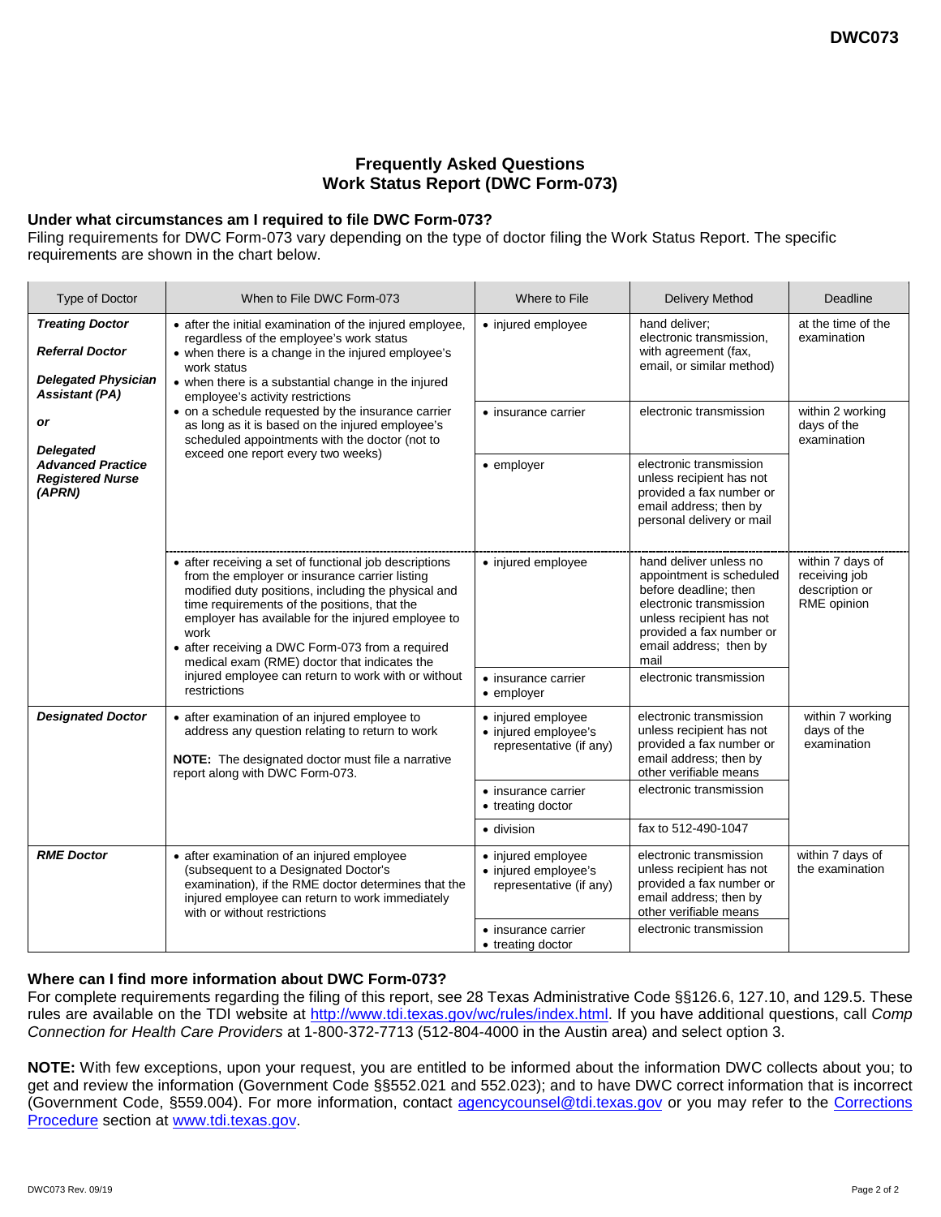# Frequently Asked Questions
# Work Status Report (DWC Form-073)

### Under what circumstances am I required to file DWC Form-073?

Filing requirements for DWC Form-073 vary depending on the type of doctor filing the Work Status Report. The specific requirements are shown in the chart below.

| Type of Doctor | When to File DWC Form-073 | Where to File | Delivery Method | Deadline |
|---|---|---|---|---|
| ***Treating Doctor*** <br> ***Referral Doctor*** <br> ***Delegated Physician Assistant (PA)*** <br> ***or*** <br> ***Delegated Advanced Practice Registered Nurse (APRN)*** | • after the initial examination of the injured employee, regardless of the employee's work status <br> • when there is a change in the injured employee's work status <br> • when there is a substantial change in the injured employee's activity restrictions <br> • on a schedule requested by the insurance carrier as long as it is based on the injured employee's scheduled appointments with the doctor (not to exceed one report every two weeks) | • injured employee | hand deliver; electronic transmission, with agreement (fax, email, or similar method) | at the time of the examination |
| | | • insurance carrier | electronic transmission | within 2 working days of the examination |
| | | • employer | electronic transmission unless recipient has not provided a fax number or email address; then by personal delivery or mail | |
| | • after receiving a set of functional job descriptions from the employer or insurance carrier listing modified duty positions, including the physical and time requirements of the positions, that the employer has available for the injured employee to work <br> • after receiving a DWC Form-073 from a required medical exam (RME) doctor that indicates the injured employee can return to work with or without restrictions | • injured employee | hand deliver unless no appointment is scheduled before deadline; then electronic transmission unless recipient has not provided a fax number or email address; then by mail | within 7 days of receiving job description or RME opinion |
| | | • insurance carrier <br> • employer | electronic transmission | |
| ***Designated Doctor*** | • after examination of an injured employee to address any question relating to return to work <br><br> **NOTE:** The designated doctor must file a narrative report along with DWC Form-073. | • injured employee <br> • injured employee's representative (if any) | electronic transmission unless recipient has not provided a fax number or email address; then by other verifiable means | within 7 working days of the examination |
| | | • insurance carrier <br> • treating doctor | electronic transmission | |
| | | • division | fax to 512-490-1047 | |
| ***RME Doctor*** | • after examination of an injured employee (subsequent to a Designated Doctor's examination), if the RME doctor determines that the injured employee can return to work immediately with or without restrictions | • injured employee <br> • injured employee's representative (if any) | electronic transmission unless recipient has not provided a fax number or email address; then by other verifiable means | within 7 days of the examination |
| | | • insurance carrier <br> • treating doctor | electronic transmission | |

### Where can I find more information about DWC Form-073?

For complete requirements regarding the filing of this report, see 28 Texas Administrative Code §§126.6, 127.10, and 129.5. These rules are available on the TDI website at http://www.tdi.texas.gov/wc/rules/index.html. If you have additional questions, call *Comp Connection for Health Care Providers* at 1-800-372-7713 (512-804-4000 in the Austin area) and select option 3.

**NOTE:** With few exceptions, upon your request, you are entitled to be informed about the information DWC collects about you; to get and review the information (Government Code §§552.021 and 552.023); and to have DWC correct information that is incorrect (Government Code, §559.004). For more information, contact agencycounsel@tdi.texas.gov or you may refer to the Corrections Procedure section at www.tdi.texas.gov.